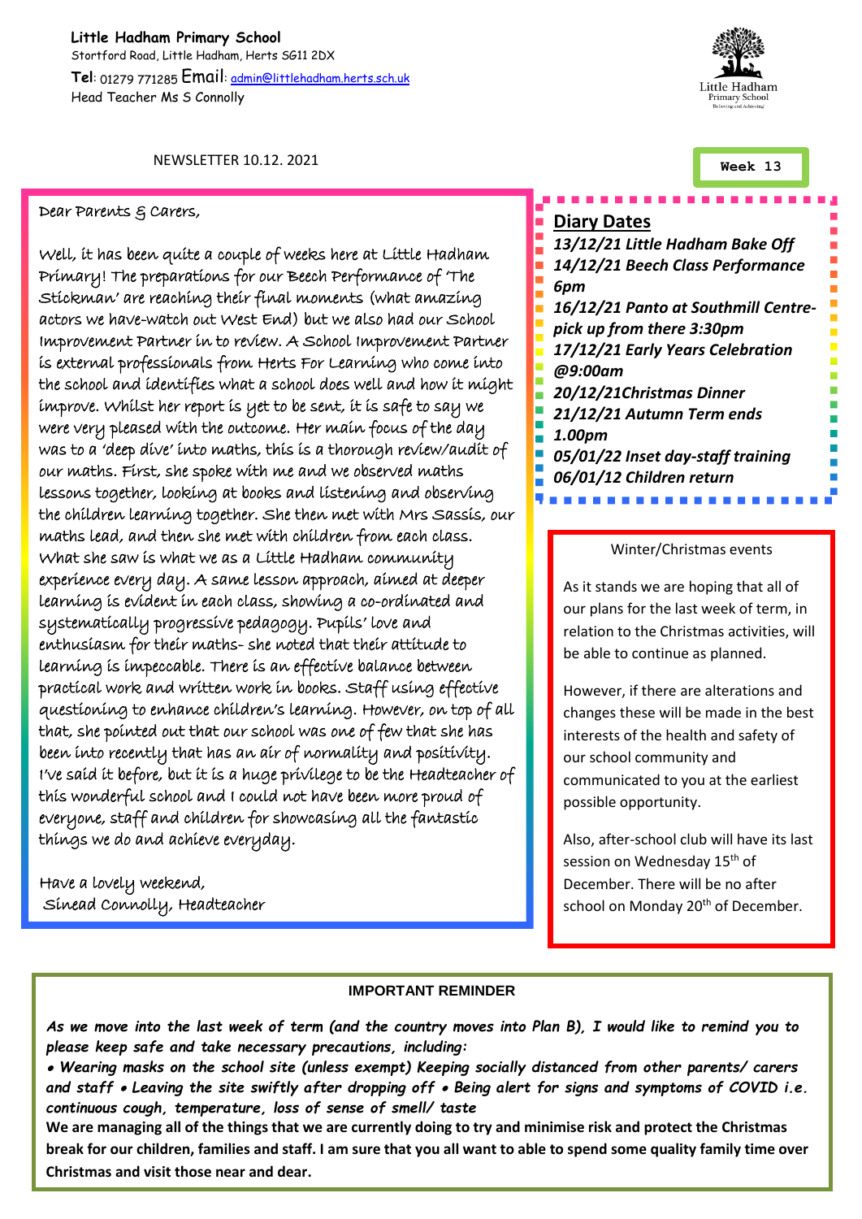**Little Hadham Primary School**
Stortford Road, Little Hadham, Herts SG11 2DX
**Tel**: 01279 771285 Email: admin@littlehadham.herts.sch.uk
Head Teacher Ms S Connolly

NEWSLETTER 10.12. 2021

**Week 13**

Dear Parents & Carers,

Well, it has been quite a couple of weeks here at Little Hadham Primary! The preparations for our Beech Performance of 'The Stickman' are reaching their final moments (what amazing actors we have-watch out West End) but we also had our School Improvement Partner in to review. A School Improvement Partner is external professionals from Herts For Learning who come into the school and identifies what a school does well and how it might improve. Whilst her report is yet to be sent, it is safe to say we were very pleased with the outcome. Her main focus of the day was to a 'deep dive' into maths, this is a thorough review/audit of our maths. First, she spoke with me and we observed maths lessons together, looking at books and listening and observing the children learning together. She then met with Mrs Sassis, our maths lead, and then she met with children from each class. What she saw is what we as a Little Hadham community experience every day. A same lesson approach, aimed at deeper learning is evident in each class, showing a co-ordinated and systematically progressive pedagogy. Pupils' love and enthusiasm for their maths- she noted that their attitude to learning is impeccable. There is an effective balance between practical work and written work in books. Staff using effective questioning to enhance children's learning. However, on top of all that, she pointed out that our school was one of few that she has been into recently that has an air of normality and positivity. I've said it before, but it is a huge privilege to be the Headteacher of this wonderful school and I could not have been more proud of everyone, staff and children for showcasing all the fantastic things we do and achieve everyday.

Have a lovely weekend,
Sinead Connolly, Headteacher

## Diary Dates

- ***13/12/21 Little Hadham Bake Off***
- ***14/12/21 Beech Class Performance 6pm***
- ***16/12/21 Panto at Southmill Centre- pick up from there 3:30pm***
- ***17/12/21 Early Years Celebration @9:00am***
- ***20/12/21Christmas Dinner***
- ***21/12/21 Autumn Term ends 1.00pm***
- ***05/01/22 Inset day-staff training***
- ***06/01/12 Children return***

### Winter/Christmas events

As it stands we are hoping that all of our plans for the last week of term, in relation to the Christmas activities, will be able to continue as planned.

However, if there are alterations and changes these will be made in the best interests of the health and safety of our school community and communicated to you at the earliest possible opportunity.

Also, after-school club will have its last session on Wednesday 15th of December. There will be no after school on Monday 20th of December.

### IMPORTANT REMINDER

***As we move into the last week of term (and the country moves into Plan B), I would like to remind you to please keep safe and take necessary precautions, including:***
***• Wearing masks on the school site (unless exempt) Keeping socially distanced from other parents/ carers and staff • Leaving the site swiftly after dropping off • Being alert for signs and symptoms of COVID i.e. continuous cough, temperature, loss of sense of smell/ taste***

**We are managing all of the things that we are currently doing to try and minimise risk and protect the Christmas break for our children, families and staff. I am sure that you all want to able to spend some quality family time over Christmas and visit those near and dear.**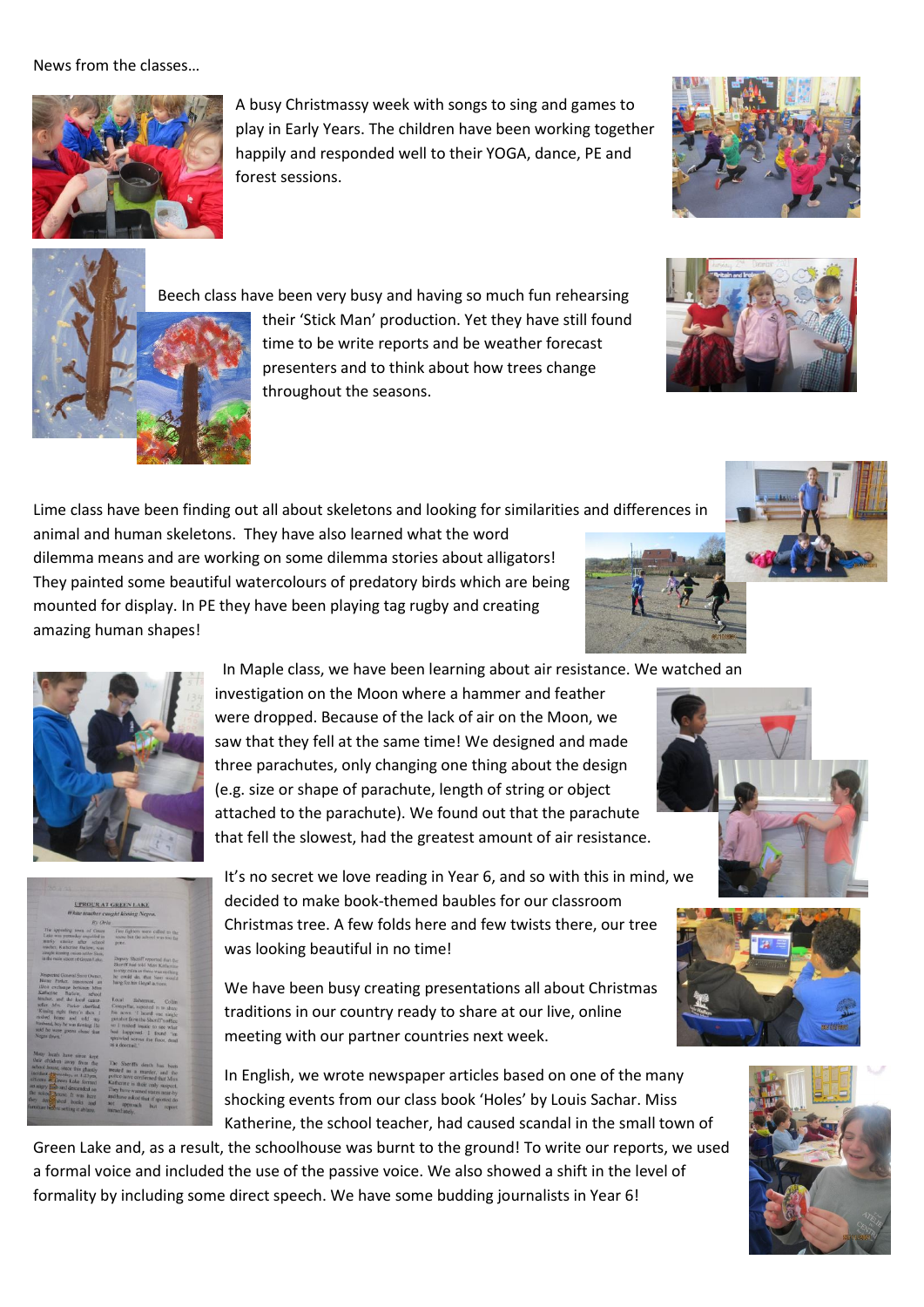News from the classes…

A busy Christmassy week with songs to sing and games to play in Early Years. The children have been working together happily and responded well to their YOGA, dance, PE and forest sessions.

Beech class have been very busy and having so much fun rehearsing their 'Stick Man' production. Yet they have still found time to be write reports and be weather forecast presenters and to think about how trees change throughout the seasons.

Lime class have been finding out all about skeletons and looking for similarities and differences in animal and human skeletons. They have also learned what the word dilemma means and are working on some dilemma stories about alligators! They painted some beautiful watercolours of predatory birds which are being mounted for display. In PE they have been playing tag rugby and creating amazing human shapes!

In Maple class, we have been learning about air resistance. We watched an investigation on the Moon where a hammer and feather were dropped. Because of the lack of air on the Moon, we saw that they fell at the same time! We designed and made three parachutes, only changing one thing about the design (e.g. size or shape of parachute, length of string or object attached to the parachute). We found out that the parachute that fell the slowest, had the greatest amount of air resistance.

It's no secret we love reading in Year 6, and so with this in mind, we decided to make book-themed baubles for our classroom Christmas tree. A few folds here and few twists there, our tree was looking beautiful in no time!

We have been busy creating presentations all about Christmas traditions in our country ready to share at our live, online meeting with our partner countries next week.

In English, we wrote newspaper articles based on one of the many shocking events from our class book 'Holes' by Louis Sachar. Miss Katherine, the school teacher, had caused scandal in the small town of Green Lake and, as a result, the schoolhouse was burnt to the ground! To write our reports, we used a formal voice and included the use of the passive voice. We also showed a shift in the level of formality by including some direct speech. We have some budding journalists in Year 6!